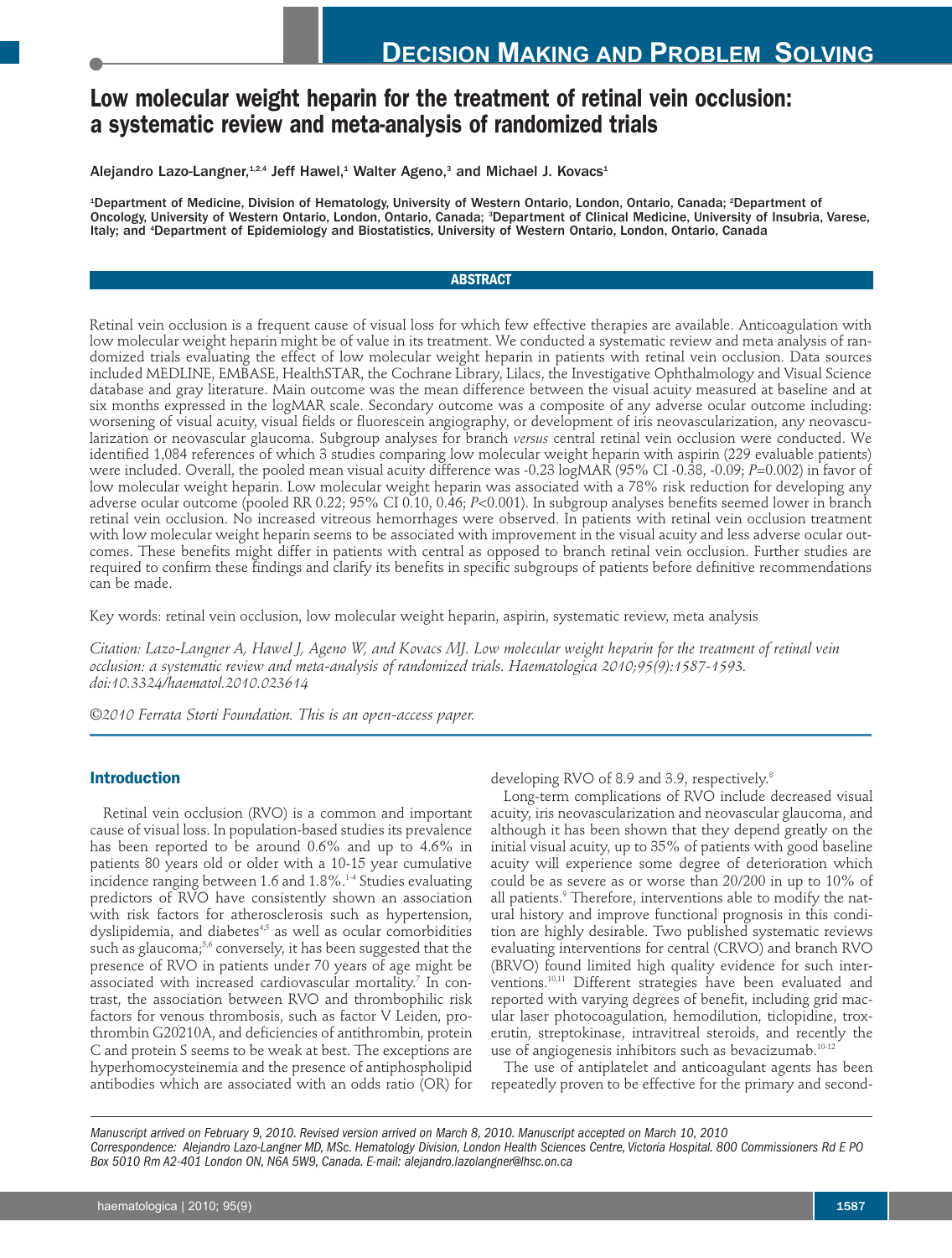# Low molecular weight heparin for the treatment of retinal vein occlusion: a systematic review and meta-analysis of randomized trials

Alejandro Lazo-Langner,[1,2,4] Jeff Hawel,[1] Walter Ageno,[3] and Michael J. Kovacs[1]

[1]Department of Medicine, Division of Hematology, University of Western Ontario, London, Ontario, Canada; [2]Department of Oncology, University of Western Ontario, London, Ontario, Canada; [3]Department of Clinical Medicine, University of Insubria, Varese, Italy; and [4]Department of Epidemiology and Biostatistics, University of Western Ontario, London, Ontario, Canada

## ABSTRACT

Retinal vein occlusion is a frequent cause of visual loss for which few effective therapies are available. Anticoagulation with low molecular weight heparin might be of value in its treatment. We conducted a systematic review and meta analysis of randomized trials evaluating the effect of low molecular weight heparin in patients with retinal vein occlusion. Data sources included MEDLINE, EMBASE, HealthSTAR, the Cochrane Library, Lilacs, the Investigative Ophthalmology and Visual Science database and gray literature. Main outcome was the mean difference between the visual acuity measured at baseline and at six months expressed in the logMAR scale. Secondary outcome was a composite of any adverse ocular outcome including: worsening of visual acuity, visual fields or fluorescein angiography, or development of iris neovascularization, any neovascularization or neovascular glaucoma. Subgroup analyses for branch *versus* central retinal vein occlusion were conducted. We identified 1,084 references of which 3 studies comparing low molecular weight heparin with aspirin (229 evaluable patients) were included. Overall, the pooled mean visual acuity difference was -0.23 logMAR (95% CI -0.38, -0.09; *P*=0.002) in favor of low molecular weight heparin. Low molecular weight heparin was associated with a 78% risk reduction for developing any adverse ocular outcome (pooled RR 0.22; 95% CI 0.10, 0.46; *P*<0.001). In subgroup analyses benefits seemed lower in branch retinal vein occlusion. No increased vitreous hemorrhages were observed. In patients with retinal vein occlusion treatment with low molecular weight heparin seems to be associated with improvement in the visual acuity and less adverse ocular outcomes. These benefits might differ in patients with central as opposed to branch retinal vein occlusion. Further studies are required to confirm these findings and clarify its benefits in specific subgroups of patients before definitive recommendations can be made.

Key words: retinal vein occlusion, low molecular weight heparin, aspirin, systematic review, meta analysis

*Citation: Lazo-Langner A, Hawel J, Ageno W, and Kovacs MJ. Low molecular weight heparin for the treatment of retinal vein occlusion: a systematic review and meta-analysis of randomized trials. Haematologica 2010;95(9):1587-1593. doi:10.3324/haematol.2010.023614*

*©2010 Ferrata Storti Foundation. This is an open-access paper.*

## Introduction

Retinal vein occlusion (RVO) is a common and important cause of visual loss. In population-based studies its prevalence has been reported to be around 0.6% and up to 4.6% in patients 80 years old or older with a 10-15 year cumulative incidence ranging between 1.6 and 1.8%.[1-4] Studies evaluating predictors of RVO have consistently shown an association with risk factors for atherosclerosis such as hypertension, dyslipidemia, and diabetes[4,5] as well as ocular comorbidities such as glaucoma;[5,6] conversely, it has been suggested that the presence of RVO in patients under 70 years of age might be associated with increased cardiovascular mortality.[7] In contrast, the association between RVO and thrombophilic risk factors for venous thrombosis, such as factor V Leiden, prothrombin G20210A, and deficiencies of antithrombin, protein C and protein S seems to be weak at best. The exceptions are hyperhomocysteinemia and the presence of antiphospholipid antibodies which are associated with an odds ratio (OR) for developing RVO of 8.9 and 3.9, respectively.[8]

Long-term complications of RVO include decreased visual acuity, iris neovascularization and neovascular glaucoma, and although it has been shown that they depend greatly on the initial visual acuity, up to 35% of patients with good baseline acuity will experience some degree of deterioration which could be as severe as or worse than 20/200 in up to 10% of all patients.[9] Therefore, interventions able to modify the natural history and improve functional prognosis in this condition are highly desirable. Two published systematic reviews evaluating interventions for central (CRVO) and branch RVO (BRVO) found limited high quality evidence for such interventions.[10,11] Different strategies have been evaluated and reported with varying degrees of benefit, including grid macular laser photocoagulation, hemodilution, ticlopidine, troxerutin, streptokinase, intravitreal steroids, and recently the use of angiogenesis inhibitors such as bevacizumab.[10-12]

The use of antiplatelet and anticoagulant agents has been repeatedly proven to be effective for the primary and second-

*Manuscript arrived on February 9, 2010. Revised version arrived on March 8, 2010. Manuscript accepted on March 10, 2010*
*Correspondence: Alejandro Lazo-Langner MD, MSc. Hematology Division, London Health Sciences Centre, Victoria Hospital. 800 Commissioners Rd E PO Box 5010 Rm A2-401 London ON, N6A 5W9, Canada. E-mail: alejandro.lazolangner@lhsc.on.ca*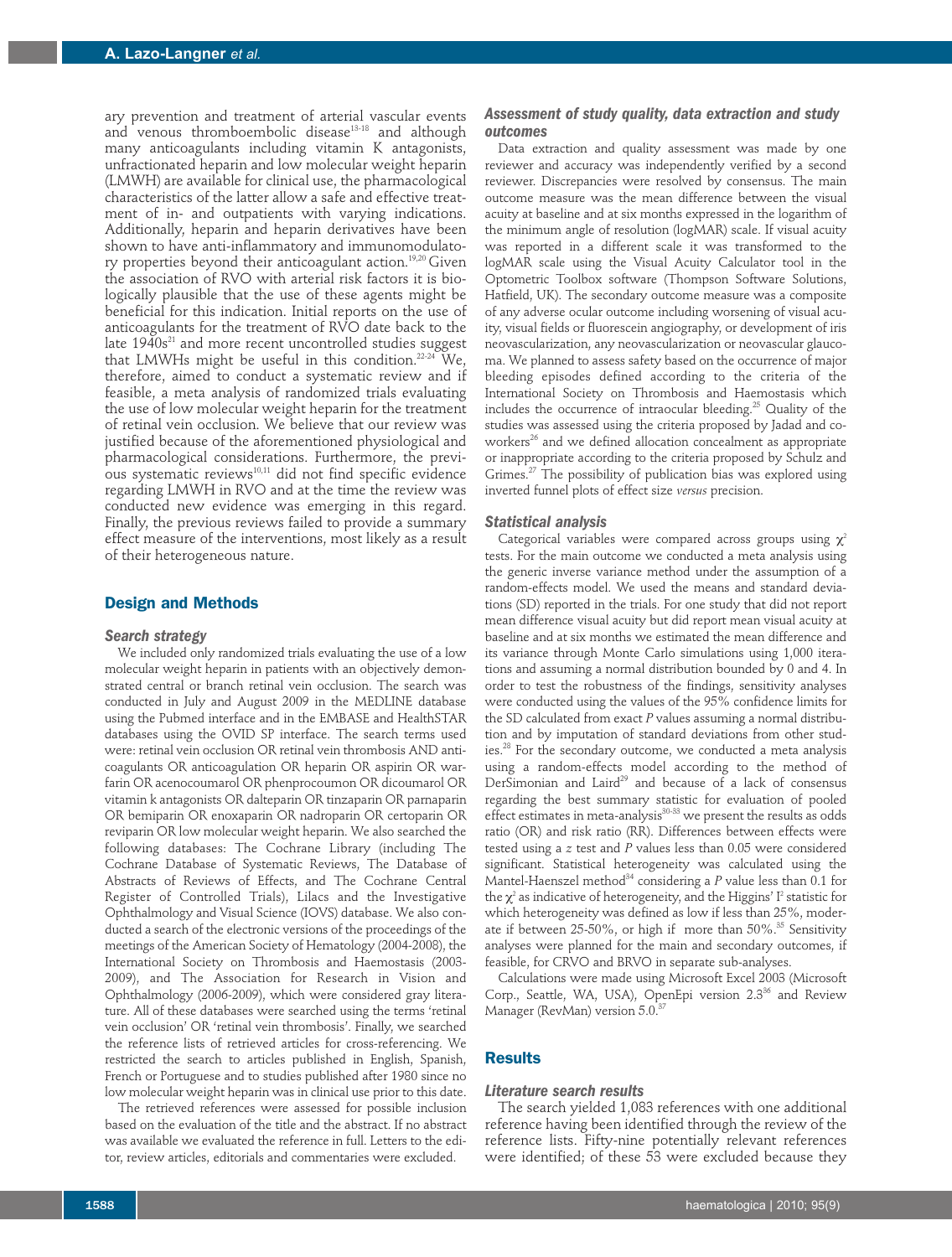ary prevention and treatment of arterial vascular events and venous thromboembolic disease[13-18] and although many anticoagulants including vitamin K antagonists, unfractionated heparin and low molecular weight heparin (LMWH) are available for clinical use, the pharmacological characteristics of the latter allow a safe and effective treatment of in- and outpatients with varying indications. Additionally, heparin and heparin derivatives have been shown to have anti-inflammatory and immunomodulatory properties beyond their anticoagulant action.[19,20] Given the association of RVO with arterial risk factors it is biologically plausible that the use of these agents might be beneficial for this indication. Initial reports on the use of anticoagulants for the treatment of RVO date back to the late 1940s[21] and more recent uncontrolled studies suggest that LMWHs might be useful in this condition.[22-24] We, therefore, aimed to conduct a systematic review and if feasible, a meta analysis of randomized trials evaluating the use of low molecular weight heparin for the treatment of retinal vein occlusion. We believe that our review was justified because of the aforementioned physiological and pharmacological considerations. Furthermore, the previous systematic reviews[10,11] did not find specific evidence regarding LMWH in RVO and at the time the review was conducted new evidence was emerging in this regard. Finally, the previous reviews failed to provide a summary effect measure of the interventions, most likely as a result of their heterogeneous nature.

## Design and Methods

### Search strategy

We included only randomized trials evaluating the use of a low molecular weight heparin in patients with an objectively demonstrated central or branch retinal vein occlusion. The search was conducted in July and August 2009 in the MEDLINE database using the Pubmed interface and in the EMBASE and HealthSTAR databases using the OVID SP interface. The search terms used were: retinal vein occlusion OR retinal vein thrombosis AND anticoagulants OR anticoagulation OR heparin OR aspirin OR warfarin OR acenocoumarol OR phenprocoumon OR dicoumarol OR vitamin k antagonists OR dalteparin OR tinzaparin OR parnaparin OR bemiparin OR enoxaparin OR nadroparin OR certoparin OR reviparin OR low molecular weight heparin. We also searched the following databases: The Cochrane Library (including The Cochrane Database of Systematic Reviews, The Database of Abstracts of Reviews of Effects, and The Cochrane Central Register of Controlled Trials), Lilacs and the Investigative Ophthalmology and Visual Science (IOVS) database. We also conducted a search of the electronic versions of the proceedings of the meetings of the American Society of Hematology (2004-2008), the International Society on Thrombosis and Haemostasis (2003-2009), and The Association for Research in Vision and Ophthalmology (2006-2009), which were considered gray literature. All of these databases were searched using the terms 'retinal vein occlusion' OR 'retinal vein thrombosis'. Finally, we searched the reference lists of retrieved articles for cross-referencing. We restricted the search to articles published in English, Spanish, French or Portuguese and to studies published after 1980 since no low molecular weight heparin was in clinical use prior to this date.

The retrieved references were assessed for possible inclusion based on the evaluation of the title and the abstract. If no abstract was available we evaluated the reference in full. Letters to the editor, review articles, editorials and commentaries were excluded.

### Assessment of study quality, data extraction and study outcomes

Data extraction and quality assessment was made by one reviewer and accuracy was independently verified by a second reviewer. Discrepancies were resolved by consensus. The main outcome measure was the mean difference between the visual acuity at baseline and at six months expressed in the logarithm of the minimum angle of resolution (logMAR) scale. If visual acuity was reported in a different scale it was transformed to the logMAR scale using the Visual Acuity Calculator tool in the Optometric Toolbox software (Thompson Software Solutions, Hatfield, UK). The secondary outcome measure was a composite of any adverse ocular outcome including worsening of visual acuity, visual fields or fluorescein angiography, or development of iris neovascularization, any neovascularization or neovascular glaucoma. We planned to assess safety based on the occurrence of major bleeding episodes defined according to the criteria of the International Society on Thrombosis and Haemostasis which includes the occurrence of intraocular bleeding.[25] Quality of the studies was assessed using the criteria proposed by Jadad and coworkers[26] and we defined allocation concealment as appropriate or inappropriate according to the criteria proposed by Schulz and Grimes.[27] The possibility of publication bias was explored using inverted funnel plots of effect size *versus* precision.

### Statistical analysis

Categorical variables were compared across groups using $\chi^2$ tests. For the main outcome we conducted a meta analysis using the generic inverse variance method under the assumption of a random-effects model. We used the means and standard deviations (SD) reported in the trials. For one study that did not report mean difference visual acuity but did report mean visual acuity at baseline and at six months we estimated the mean difference and its variance through Monte Carlo simulations using 1,000 iterations and assuming a normal distribution bounded by 0 and 4. In order to test the robustness of the findings, sensitivity analyses were conducted using the values of the 95% confidence limits for the SD calculated from exact *P* values assuming a normal distribution and by imputation of standard deviations from other studies.[28] For the secondary outcome, we conducted a meta analysis using a random-effects model according to the method of DerSimonian and Laird[29] and because of a lack of consensus regarding the best summary statistic for evaluation of pooled effect estimates in meta-analysis[30-33] we present the results as odds ratio (OR) and risk ratio (RR). Differences between effects were tested using a *z* test and *P* values less than 0.05 were considered significant. Statistical heterogeneity was calculated using the Mantel-Haenszel method[34] considering a *P* value less than 0.1 for the $\chi^2$ as indicative of heterogeneity, and the Higgins' $I^2$ statistic for which heterogeneity was defined as low if less than 25%, moderate if between 25-50%, or high if more than 50%.[35] Sensitivity analyses were planned for the main and secondary outcomes, if feasible, for CRVO and BRVO in separate sub-analyses.

Calculations were made using Microsoft Excel 2003 (Microsoft Corp., Seattle, WA, USA), OpenEpi version 2.3[36] and Review Manager (RevMan) version 5.0.[37]

## Results

### Literature search results

The search yielded 1,083 references with one additional reference having been identified through the review of the reference lists. Fifty-nine potentially relevant references were identified; of these 53 were excluded because they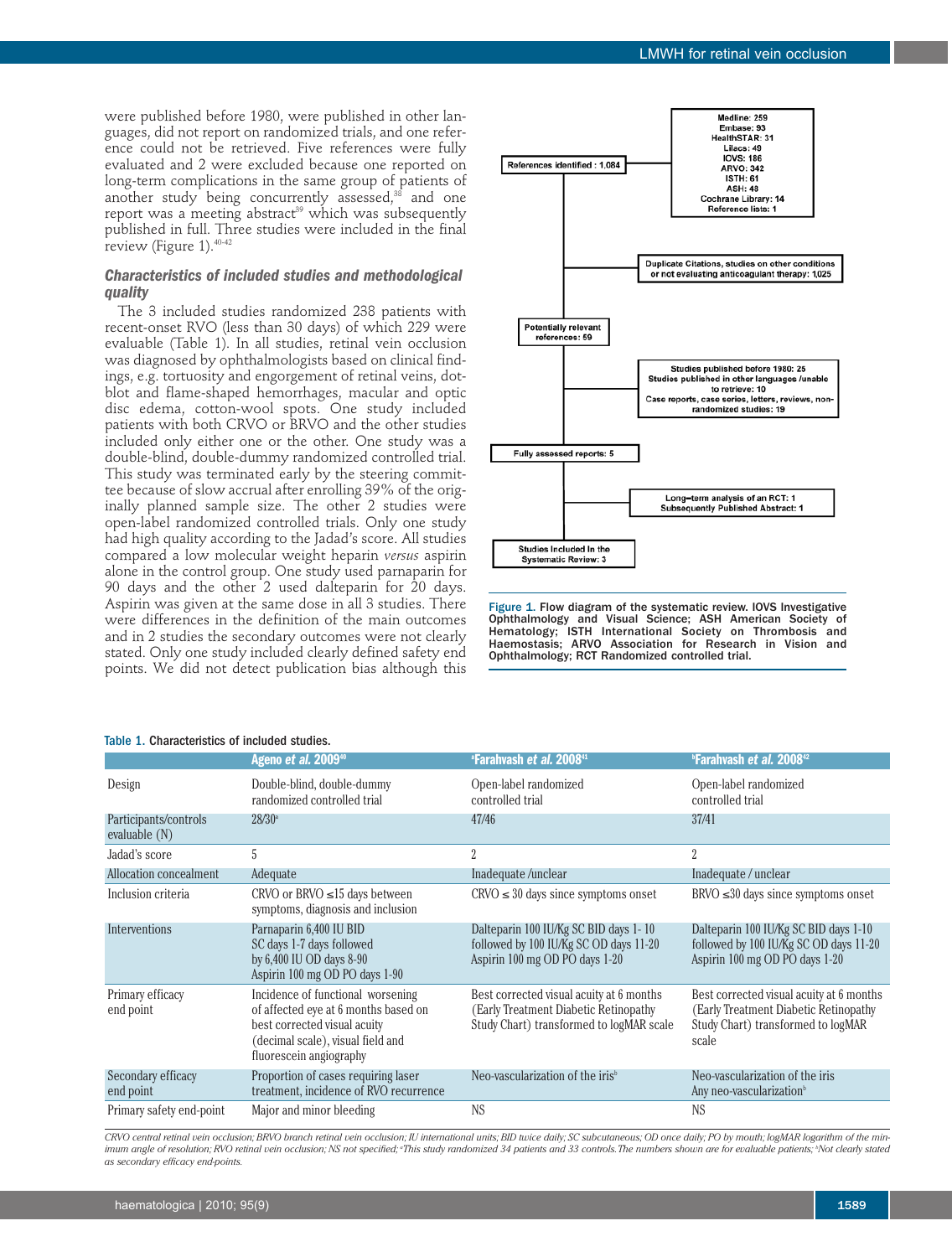were published before 1980, were published in other languages, did not report on randomized trials, and one reference could not be retrieved. Five references were fully evaluated and 2 were excluded because one reported on long-term complications in the same group of patients of another study being concurrently assessed,[38] and one report was a meeting abstract[39] which was subsequently published in full. Three studies were included in the final review (Figure 1).[40-42]

### Characteristics of included studies and methodological quality

The 3 included studies randomized 238 patients with recent-onset RVO (less than 30 days) of which 229 were evaluable (Table 1). In all studies, retinal vein occlusion was diagnosed by ophthalmologists based on clinical findings, e.g. tortuosity and engorgement of retinal veins, dot-blot and flame-shaped hemorrhages, macular and optic disc edema, cotton-wool spots. One study included patients with both CRVO or BRVO and the other studies included only either one or the other. One study was a double-blind, double-dummy randomized controlled trial. This study was terminated early by the steering committee because of slow accrual after enrolling 39% of the originally planned sample size. The other 2 studies were open-label randomized controlled trials. Only one study had high quality according to the Jadad's score. All studies compared a low molecular weight heparin *versus* aspirin alone in the control group. One study used parnaparin for 90 days and the other 2 used dalteparin for 20 days. Aspirin was given at the same dose in all 3 studies. There were differences in the definition of the main outcomes and in 2 studies the secondary outcomes were not clearly stated. Only one study included clearly defined safety end points. We did not detect publication bias although this

References identified: 1,084 (Medline: 259; Embase: 93; HealthSTAR: 31; Lilacs: 49; IOVS: 186; ARVO: 342; ISTH: 61; ASH: 48; Cochrane Library: 14; Reference lists: 1)
→ Excluded: Duplicate Citations, studies on other conditions or not evaluating anticoagulant therapy: 1,025
Potentially relevant references: 59
→ Excluded: Studies published before 1980: 25; Studies published in other languages/unable to retrieve: 10; Case reports, case series, letters, reviews, non-randomized studies: 19
Fully assessed reports: 5
→ Excluded: Long-term analysis of an RCT: 1; Subsequently Published Abstract: 1
Studies Included in the Systematic Review: 3

Figure 1. Flow diagram of the systematic review. IOVS Investigative Ophthalmology and Visual Science; ASH American Society of Hematology; ISTH International Society on Thrombosis and Haemostasis; ARVO Association for Research in Vision and Ophthalmology; RCT Randomized controlled trial.

Table 1. Characteristics of included studies.

| | Ageno *et al.* 2009[40] | [a]Farahvash *et al.* 2008[41] | [b]Farahvash *et al.* 2008[42] |
|---|---|---|---|
| Design | Double-blind, double-dummy randomized controlled trial | Open-label randomized controlled trial | Open-label randomized controlled trial |
| Participants/controls evaluable (N) | 28/30[a] | 47/46 | 37/41 |
| Jadad's score | 5 | 2 | 2 |
| Allocation concealment | Adequate | Inadequate /unclear | Inadequate / unclear |
| Inclusion criteria | CRVO or BRVO ≤15 days between symptoms, diagnosis and inclusion | CRVO ≤ 30 days since symptoms onset | BRVO ≤30 days since symptoms onset |
| Interventions | Parnaparin 6,400 IU BID SC days 1-7 days followed by 6,400 IU OD days 8-90 Aspirin 100 mg OD PO days 1-90 | Dalteparin 100 IU/Kg SC BID days 1- 10 followed by 100 IU/Kg SC OD days 11-20 Aspirin 100 mg OD PO days 1-20 | Dalteparin 100 IU/Kg SC BID days 1-10 followed by 100 IU/Kg SC OD days 11-20 Aspirin 100 mg OD PO days 1-20 |
| Primary efficacy end point | Incidence of functional worsening of affected eye at 6 months based on best corrected visual acuity (decimal scale), visual field and fluorescein angiography | Best corrected visual acuity at 6 months (Early Treatment Diabetic Retinopathy Study Chart) transformed to logMAR scale | Best corrected visual acuity at 6 months (Early Treatment Diabetic Retinopathy Study Chart) transformed to logMAR scale |
| Secondary efficacy end point | Proportion of cases requiring laser treatment, incidence of RVO recurrence | Neo-vascularization of the iris[b] | Neo-vascularization of the iris Any neo-vascularization[b] |
| Primary safety end-point | Major and minor bleeding | NS | NS |

*CRVO central retinal vein occlusion; BRVO branch retinal vein occlusion; IU international units; BID twice daily; SC subcutaneous; OD once daily; PO by mouth; logMAR logarithm of the minimum angle of resolution; RVO retinal vein occlusion; NS not specified; [a]This study randomized 34 patients and 33 controls. The numbers shown are for evaluable patients; [b]Not clearly stated as secondary efficacy end-points.*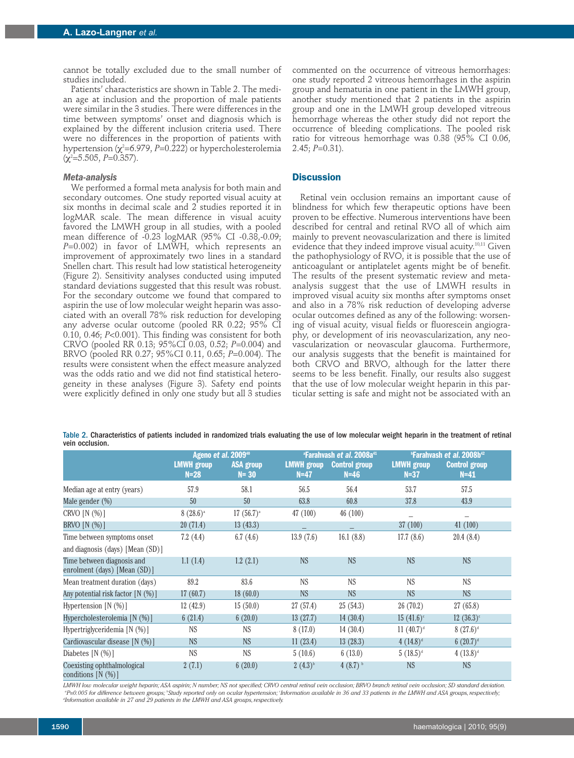cannot be totally excluded due to the small number of studies included.

Patients' characteristics are shown in Table 2. The median age at inclusion and the proportion of male patients were similar in the 3 studies. There were differences in the time between symptoms' onset and diagnosis which is explained by the different inclusion criteria used. There were no differences in the proportion of patients with hypertension ($\chi^2$=6.979, $P$=0.222) or hypercholesterolemia ($\chi^2$=5.505, $P$=0.357).

### *Meta-analysis*

We performed a formal meta analysis for both main and secondary outcomes. One study reported visual acuity at six months in decimal scale and 2 studies reported it in logMAR scale. The mean difference in visual acuity favored the LMWH group in all studies, with a pooled mean difference of -0.23 logMAR (95% CI -0.38,-0.09; $P$=0.002) in favor of LMWH, which represents an improvement of approximately two lines in a standard Snellen chart. This result had low statistical heterogeneity (Figure 2). Sensitivity analyses conducted using imputed standard deviations suggested that this result was robust. For the secondary outcome we found that compared to aspirin the use of low molecular weight heparin was associated with an overall 78% risk reduction for developing any adverse ocular outcome (pooled RR 0.22; 95% CI 0.10, 0.46; $P$<0.001). This finding was consistent for both CRVO (pooled RR 0.13; 95%CI 0.03, 0.52; $P$=0.004) and BRVO (pooled RR 0.27; 95%CI 0.11, 0.65; $P$=0.004). The results were consistent when the effect measure analyzed was the odds ratio and we did not find statistical heterogeneity in these analyses (Figure 3). Safety end points were explicitly defined in only one study but all 3 studies commented on the occurrence of vitreous hemorrhages: one study reported 2 vitreous hemorrhages in the aspirin group and hematuria in one patient in the LMWH group, another study mentioned that 2 patients in the aspirin group and one in the LMWH group developed vitreous hemorrhage whereas the other study did not report the occurrence of bleeding complications. The pooled risk ratio for vitreous hemorrhage was 0.38 (95% CI 0.06, 2.45; $P$=0.31).

## Discussion

Retinal vein occlusion remains an important cause of blindness for which few therapeutic options have been proven to be effective. Numerous interventions have been described for central and retinal RVO all of which aim mainly to prevent neovascularization and there is limited evidence that they indeed improve visual acuity.[10,11] Given the pathophysiology of RVO, it is possible that the use of anticoagulant or antiplatelet agents might be of benefit. The results of the present systematic review and meta-analysis suggest that the use of LMWH results in improved visual acuity six months after symptoms onset and also in a 78% risk reduction of developing adverse ocular outcomes defined as any of the following: worsening of visual acuity, visual fields or fluorescein angiography, or development of iris neovascularization, any neovascularization or neovascular glaucoma. Furthermore, our analysis suggests that the benefit is maintained for both CRVO and BRVO, although for the latter there seems to be less benefit. Finally, our results also suggest that the use of low molecular weight heparin in this particular setting is safe and might not be associated with an

Table 2. Characteristics of patients included in randomized trials evaluating the use of low molecular weight heparin in the treatment of retinal vein occlusion.

| | Ageno *et al.* 2009[40] | | [a]Farahvash *et al.* 2008a[41] | | [b]Farahvash *et al.* 2008b[42] | |
|---|---|---|---|---|---|---|
| | LMWH group N=28 | ASA group N= 30 | LMWH group N=47 | Control group N=46 | LMWH group N=37 | Control group N=41 |
| Median age at entry (years) | 57.9 | 58.1 | 56.5 | 56.4 | 53.7 | 57.5 |
| Male gender (%) | 50 | 50 | 63.8 | 60.8 | 37.8 | 43.9 |
| CRVO [N (%)] | 8 (28.6)[a] | 17 (56.7)[a] | 47 (100) | 46 (100) | – | – |
| BRVO [N (%)] | 20 (71.4) | 13 (43.3) | – | – | 37 (100) | 41 (100) |
| Time between symptoms onset and diagnosis (days) [Mean (SD)] | 7.2 (4.4) | 6.7 (4.6) | 13.9 (7.6) | 16.1 (8.8) | 17.7 (8.6) | 20.4 (8.4) |
| Time between diagnosis and enrolment (days) [Mean (SD)] | 1.1 (1.4) | 1.2 (2.1) | NS | NS | NS | NS |
| Mean treatment duration (days) | 89.2 | 83.6 | NS | NS | NS | NS |
| Any potential risk factor [N (%)] | 17 (60.7) | 18 (60.0) | NS | NS | NS | NS |
| Hypertension [N (%)] | 12 (42.9) | 15 (50.0) | 27 (57.4) | 25 (54.3) | 26 (70.2) | 27 (65.8) |
| Hypercholesterolemia [N (%)] | 6 (21.4) | 6 (20.0) | 13 (27.7) | 14 (30.4) | 15 (41.6)[c] | 12 (36.3)[c] |
| Hypertriglyceridemia [N (%)] | NS | NS | 8 (17.0) | 14 (30.4) | 11 (40.7)[d] | 8 (27.6)[d] |
| Cardiovascular disease [N (%)] | NS | NS | 11 (23.4) | 13 (28.3) | 4 (14.8)[d] | 6 (20.7)[d] |
| Diabetes [N (%)] | NS | NS | 5 (10.6) | 6 (13.0) | 5 (18.5)[d] | 4 (13.8)[d] |
| Coexisting ophthalmological conditions [N (%)] | 2 (7.1) | 6 (20.0) | 2 (4.3)[b] | 4 (8.7)[b] | NS | NS |

*LMWH low molecular weight heparin; ASA aspirin; N number; NS not specified; CRVO central retinal vein occlusion; BRVO branch retinal vein occlusion; SD standard deviation.* [a]*P=0.005 for difference between groups;* [b]*Study reported only on ocular hypertension;* [c]*Information available in 36 and 33 patients in the LMWH and ASA groups, respectively;* [d]*Information available in 27 and 29 patients in the LMWH and ASA groups, respectively.*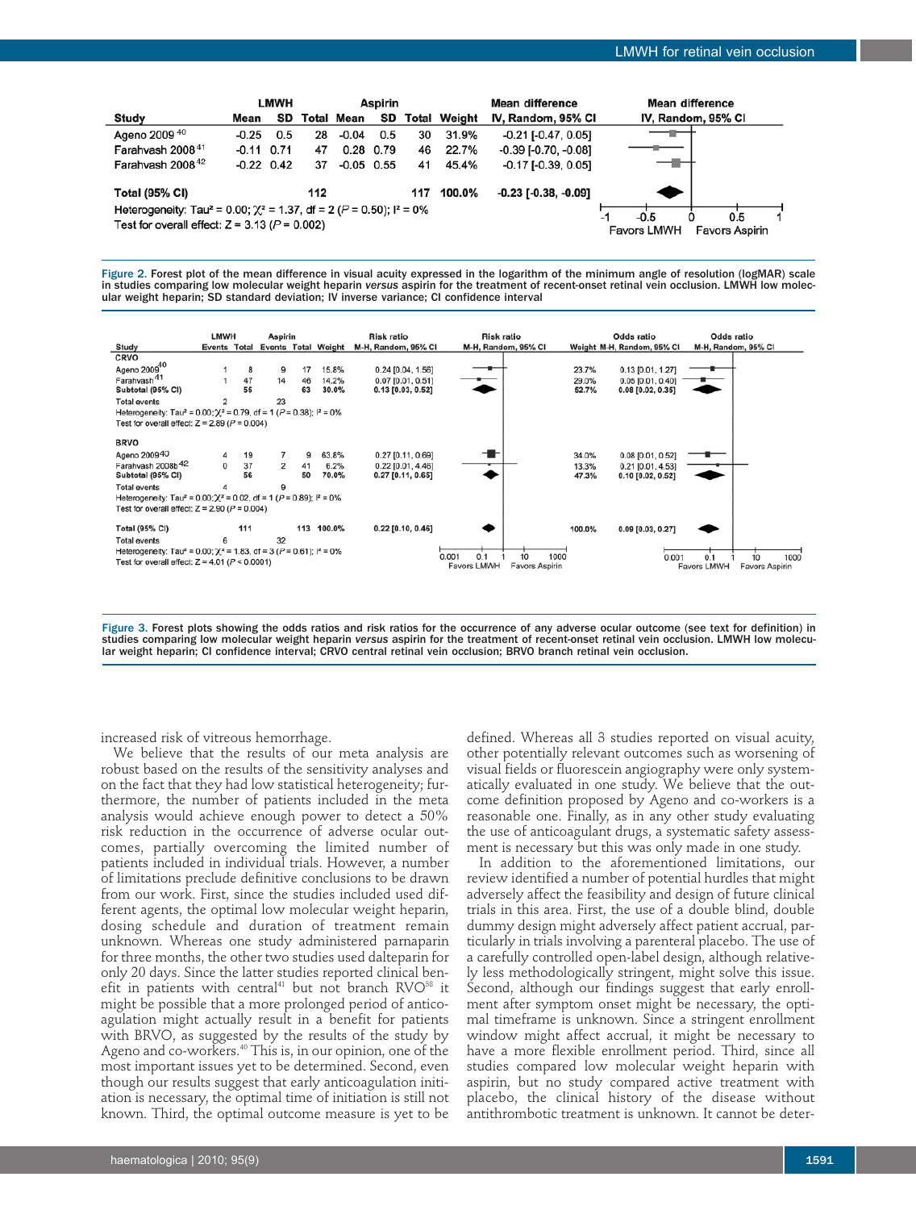Study | LMWH Mean SD Total | Aspirin Mean SD Total | Weight | Mean difference IV, Random, 95% CI

Ageno 2009[40] -0.25 0.5 28 -0.04 0.5 30 31.9% -0.21 [-0.47, 0.05]

Farahvash 2008[41] -0.11 0.71 47 0.28 0.79 46 22.7% -0.39 [-0.70, -0.08]

Farahvash 2008[42] -0.22 0.42 37 -0.05 0.55 41 45.4% -0.17 [-0.39, 0.05]

Total (95% CI) 112 117 100.0% -0.23 [-0.38, -0.09]

Heterogeneity: Tau² = 0.00; χ² = 1.37, df = 2 (P = 0.50); I² = 0%

Test for overall effect: Z = 3.13 (P = 0.002)

Mean difference IV, Random, 95% CI

-1 -0.5 0 0.5 1

Favors LMWH Favors Aspirin

Figure 2. Forest plot of the mean difference in visual acuity expressed in the logarithm of the minimum angle of resolution (logMAR) scale in studies comparing low molecular weight heparin *versus* aspirin for the treatment of recent-onset retinal vein occlusion. LMWH low molecular weight heparin; SD standard deviation; IV inverse variance; CI confidence interval

Study | LMWH Events Total | Aspirin Events Total | Weight | Risk ratio M-H, Random, 95% CI | Risk ratio M-H, Random, 95% CI | Weight | Odds ratio M-H, Random, 95% CI | Odds ratio M-H, Random, 95% CI

CRVO

Ageno 2009[40] 1 8 9 17 15.8% 0.24 [0.04, 1.56] 23.7% 0.13 [0.01, 1.27]

Farahvash[41] 1 47 14 46 14.2% 0.07 [0.01, 0.51] 29.0% 0.05 [0.01, 0.40]

Subtotal (95% CI) 55 63 30.0% 0.13 [0.03, 0.52] 52.7% 0.08 [0.02, 0.35]

Total events 2 23

Heterogeneity: Tau² = 0.00; χ² = 0.79, df = 1 (P = 0.38); I² = 0%

Test for overall effect: Z = 2.89 (P = 0.004)

BRVO

Ageno 2009[40] 4 19 7 9 63.8% 0.27 [0.11, 0.69] 34.0% 0.08 [0.01, 0.52]

Farahvash 2008b[42] 0 37 2 41 6.2% 0.22 [0.01, 4.46] 13.3% 0.21 [0.01, 4.53]

Subtotal (95% CI) 56 50 70.0% 0.27 [0.11, 0.65] 47.3% 0.10 [0.02, 0.52]

Total events 4 9

Heterogeneity: Tau² = 0.00; χ² = 0.02, df = 1 (P = 0.89); I² = 0%

Test for overall effect: Z = 2.90 (P = 0.004)

Total (95% CI) 111 113 100.0% 0.22 [0.10, 0.46] 100.0% 0.09 [0.03, 0.27]

Total events 6 32

Heterogeneity: Tau² = 0.00; χ² = 1.83, df = 3 (P = 0.61); I² = 0%

Test for overall effect: Z = 4.01 (P < 0.0001)

0.001 0.1 1 10 1000

Favors LMWH Favors Aspirin

0.001 0.1 1 10 1000

Favors LMWH Favors Aspirin

Figure 3. Forest plots showing the odds ratios and risk ratios for the occurrence of any adverse ocular outcome (see text for definition) in studies comparing low molecular weight heparin *versus* aspirin for the treatment of recent-onset retinal vein occlusion. LMWH low molecular weight heparin; CI confidence interval; CRVO central retinal vein occlusion; BRVO branch retinal vein occlusion.

increased risk of vitreous hemorrhage.

We believe that the results of our meta analysis are robust based on the results of the sensitivity analyses and on the fact that they had low statistical heterogeneity; furthermore, the number of patients included in the meta analysis would achieve enough power to detect a 50% risk reduction in the occurrence of adverse ocular outcomes, partially overcoming the limited number of patients included in individual trials. However, a number of limitations preclude definitive conclusions to be drawn from our work. First, since the studies included used different agents, the optimal low molecular weight heparin, dosing schedule and duration of treatment remain unknown. Whereas one study administered parnaparin for three months, the other two studies used dalteparin for only 20 days. Since the latter studies reported clinical benefit in patients with central[41] but not branch RVO[38] it might be possible that a more prolonged period of anticoagulation might actually result in a benefit for patients with BRVO, as suggested by the results of the study by Ageno and co-workers.[40] This is, in our opinion, one of the most important issues yet to be determined. Second, even though our results suggest that early anticoagulation initiation is necessary, the optimal time of initiation is still not known. Third, the optimal outcome measure is yet to be defined. Whereas all 3 studies reported on visual acuity, other potentially relevant outcomes such as worsening of visual fields or fluorescein angiography were only systematically evaluated in one study. We believe that the outcome definition proposed by Ageno and co-workers is a reasonable one. Finally, as in any other study evaluating the use of anticoagulant drugs, a systematic safety assessment is necessary but this was only made in one study.

In addition to the aforementioned limitations, our review identified a number of potential hurdles that might adversely affect the feasibility and design of future clinical trials in this area. First, the use of a double blind, double dummy design might adversely affect patient accrual, particularly in trials involving a parenteral placebo. The use of a carefully controlled open-label design, although relatively less methodologically stringent, might solve this issue. Second, although our findings suggest that early enrollment after symptom onset might be necessary, the optimal timeframe is unknown. Since a stringent enrollment window might affect accrual, it might be necessary to have a more flexible enrollment period. Third, since all studies compared low molecular weight heparin with aspirin, but no study compared active treatment with placebo, the clinical history of the disease without antithrombotic treatment is unknown. It cannot be deter-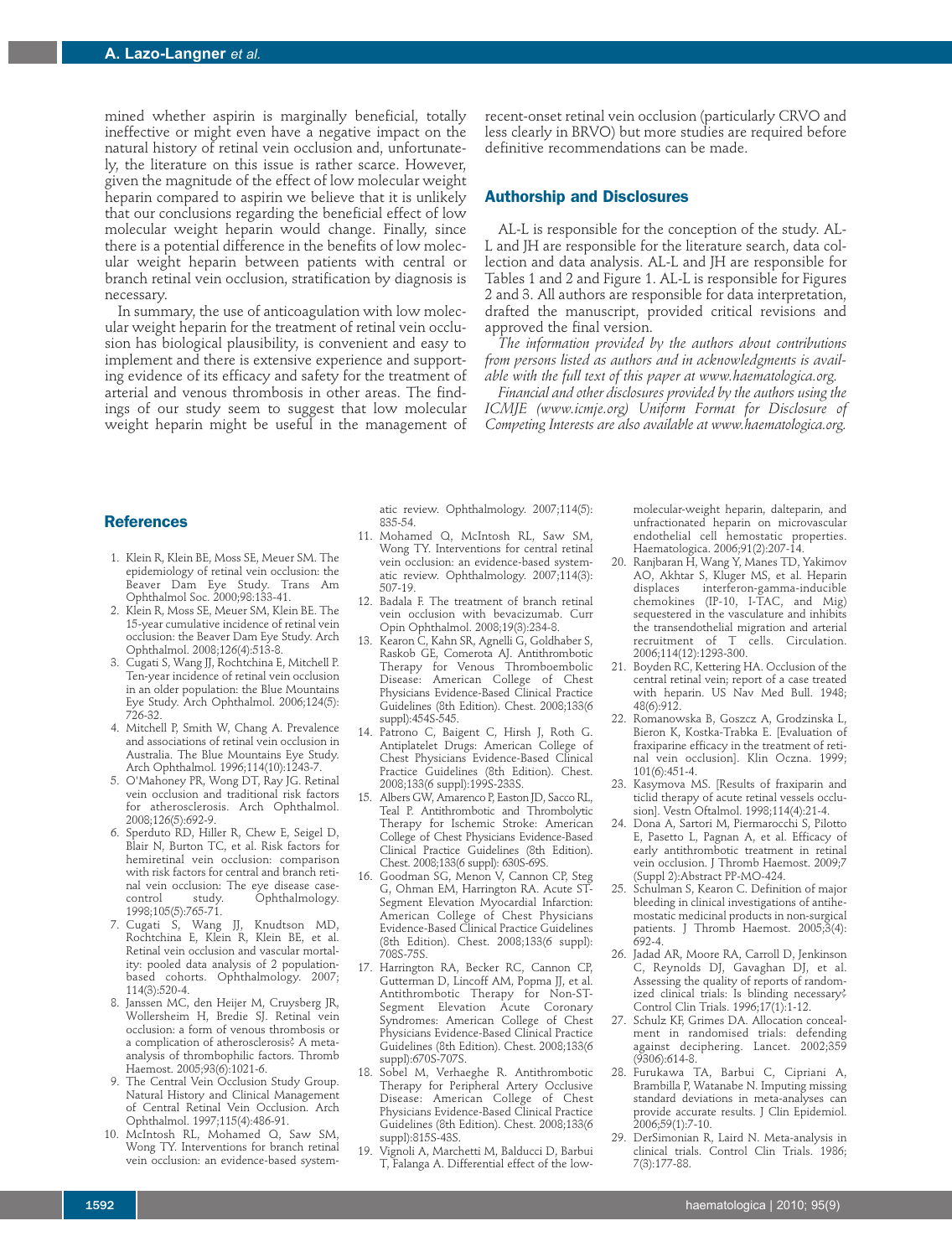mined whether aspirin is marginally beneficial, totally ineffective or might even have a negative impact on the natural history of retinal vein occlusion and, unfortunately, the literature on this issue is rather scarce. However, given the magnitude of the effect of low molecular weight heparin compared to aspirin we believe that it is unlikely that our conclusions regarding the beneficial effect of low molecular weight heparin would change. Finally, since there is a potential difference in the benefits of low molecular weight heparin between patients with central or branch retinal vein occlusion, stratification by diagnosis is necessary.

In summary, the use of anticoagulation with low molecular weight heparin for the treatment of retinal vein occlusion has biological plausibility, is convenient and easy to implement and there is extensive experience and supporting evidence of its efficacy and safety for the treatment of arterial and venous thrombosis in other areas. The findings of our study seem to suggest that low molecular weight heparin might be useful in the management of recent-onset retinal vein occlusion (particularly CRVO and less clearly in BRVO) but more studies are required before definitive recommendations can be made.

## Authorship and Disclosures

AL-L is responsible for the conception of the study. AL-L and JH are responsible for the literature search, data collection and data analysis. AL-L and JH are responsible for Tables 1 and 2 and Figure 1. AL-L is responsible for Figures 2 and 3. All authors are responsible for data interpretation, drafted the manuscript, provided critical revisions and approved the final version.

*The information provided by the authors about contributions from persons listed as authors and in acknowledgments is available with the full text of this paper at www.haematologica.org.*

*Financial and other disclosures provided by the authors using the ICMJE (www.icmje.org) Uniform Format for Disclosure of Competing Interests are also available at www.haematologica.org.*

## References

1. Klein R, Klein BE, Moss SE, Meuer SM. The epidemiology of retinal vein occlusion: the Beaver Dam Eye Study. Trans Am Ophthalmol Soc. 2000;98:133-41.
2. Klein R, Moss SE, Meuer SM, Klein BE. The 15-year cumulative incidence of retinal vein occlusion: the Beaver Dam Eye Study. Arch Ophthalmol. 2008;126(4):513-8.
3. Cugati S, Wang JJ, Rochtchina E, Mitchell P. Ten-year incidence of retinal vein occlusion in an older population: the Blue Mountains Eye Study. Arch Ophthalmol. 2006;124(5):726-32.
4. Mitchell P, Smith W, Chang A. Prevalence and associations of retinal vein occlusion in Australia. The Blue Mountains Eye Study. Arch Ophthalmol. 1996;114(10):1243-7.
5. O'Mahoney PR, Wong DT, Ray JG. Retinal vein occlusion and traditional risk factors for atherosclerosis. Arch Ophthalmol. 2008;126(5):692-9.
6. Sperduto RD, Hiller R, Chew E, Seigel D, Blair N, Burton TC, et al. Risk factors for hemiretinal vein occlusion: comparison with risk factors for central and branch retinal vein occlusion: The eye disease case-control study. Ophthalmology. 1998;105(5):765-71.
7. Cugati S, Wang JJ, Knudtson MD, Rochtchina E, Klein R, Klein BE, et al. Retinal vein occlusion and vascular mortality: pooled data analysis of 2 population-based cohorts. Ophthalmology. 2007;114(3):520-4.
8. Janssen MC, den Heijer M, Cruysberg JR, Wollersheim H, Bredie SJ. Retinal vein occlusion: a form of venous thrombosis or a complication of atherosclerosis? A meta-analysis of thrombophilic factors. Thromb Haemost. 2005;93(6):1021-6.
9. The Central Vein Occlusion Study Group. Natural History and Clinical Management of Central Retinal Vein Occlusion. Arch Ophthalmol. 1997;115(4):486-91.
10. McIntosh RL, Mohamed Q, Saw SM, Wong TY. Interventions for branch retinal vein occlusion: an evidence-based systematic review. Ophthalmology. 2007;114(5):835-54.
11. Mohamed Q, McIntosh RL, Saw SM, Wong TY. Interventions for central retinal vein occlusion: an evidence-based systematic review. Ophthalmology. 2007;114(3):507-19.
12. Badala F. The treatment of branch retinal vein occlusion with bevacizumab. Curr Opin Ophthalmol. 2008;19(3):234-8.
13. Kearon C, Kahn SR, Agnelli G, Goldhaber S, Raskob GE, Comerota AJ. Antithrombotic Therapy for Venous Thromboembolic Disease: American College of Chest Physicians Evidence-Based Clinical Practice Guidelines (8th Edition). Chest. 2008;133(6 suppl):454S-545.
14. Patrono C, Baigent C, Hirsh J, Roth G. Antiplatelet Drugs: American College of Chest Physicians Evidence-Based Clinical Practice Guidelines (8th Edition). Chest. 2008;133(6 suppl):199S-233S.
15. Albers GW, Amarenco P, Easton JD, Sacco RL, Teal P. Antithrombotic and Thrombolytic Therapy for Ischemic Stroke: American College of Chest Physicians Evidence-Based Clinical Practice Guidelines (8th Edition). Chest. 2008;133(6 suppl): 630S-69S.
16. Goodman SG, Menon V, Cannon CP, Steg G, Ohman EM, Harrington RA. Acute ST-Segment Elevation Myocardial Infarction: American College of Chest Physicians Evidence-Based Clinical Practice Guidelines (8th Edition). Chest. 2008;133(6 suppl): 708S-75S.
17. Harrington RA, Becker RC, Cannon CP, Gutterman D, Lincoff AM, Popma JJ, et al. Antithrombotic Therapy for Non-ST-Segment Elevation Acute Coronary Syndromes: American College of Chest Physicians Evidence-Based Clinical Practice Guidelines (8th Edition). Chest. 2008;133(6 suppl):670S-707S.
18. Sobel M, Verhaeghe R. Antithrombotic Therapy for Peripheral Artery Occlusive Disease: American College of Chest Physicians Evidence-Based Clinical Practice Guidelines (8th Edition). Chest. 2008;133(6 suppl):815S-43S.
19. Vignoli A, Marchetti M, Balducci D, Barbui T, Falanga A. Differential effect of the low-molecular-weight heparin, dalteparin, and unfractionated heparin on microvascular endothelial cell hemostatic properties. Haematologica. 2006;91(2):207-14.
20. Ranjbaran H, Wang Y, Manes TD, Yakimov AO, Akhtar S, Kluger MS, et al. Heparin displaces interferon-gamma-inducible chemokines (IP-10, I-TAC, and Mig) sequestered in the vasculature and inhibits the transendothelial migration and arterial recruitment of T cells. Circulation. 2006;114(12):1293-300.
21. Boyden RC, Kettering HA. Occlusion of the central retinal vein; report of a case treated with heparin. US Nav Med Bull. 1948;48(6):912.
22. Romanowska B, Goszcz A, Grodzinska L, Bieron K, Kostka-Trabka E. [Evaluation of fraxiparine efficacy in the treatment of retinal vein occlusion]. Klin Oczna. 1999;101(6):451-4.
23. Kasymova MS. [Results of fraxiparin and ticlid therapy of acute retinal vessels occlusion]. Vestn Oftalmol. 1998;114(4):21-4.
24. Dona A, Sartori M, Piermarocchi S, Pilotto E, Pasetto L, Pagnan A, et al. Efficacy of early antithrombotic treatment in retinal vein occlusion. J Thromb Haemost. 2009;7 (Suppl 2):Abstract PP-MO-424.
25. Schulman S, Kearon C. Definition of major bleeding in clinical investigations of antihemostatic medicinal products in non-surgical patients. J Thromb Haemost. 2005;3(4):692-4.
26. Jadad AR, Moore RA, Carroll D, Jenkinson C, Reynolds DJ, Gavaghan DJ, et al. Assessing the quality of reports of randomized clinical trials: Is blinding necessary? Control Clin Trials. 1996;17(1):1-12.
27. Schulz KF, Grimes DA. Allocation concealment in randomised trials: defending against deciphering. Lancet. 2002;359 (9306):614-8.
28. Furukawa TA, Barbui C, Cipriani A, Brambilla P, Watanabe N. Imputing missing standard deviations in meta-analyses can provide accurate results. J Clin Epidemiol. 2006;59(1):7-10.
29. DerSimonian R, Laird N. Meta-analysis in clinical trials. Control Clin Trials. 1986;7(3):177-88.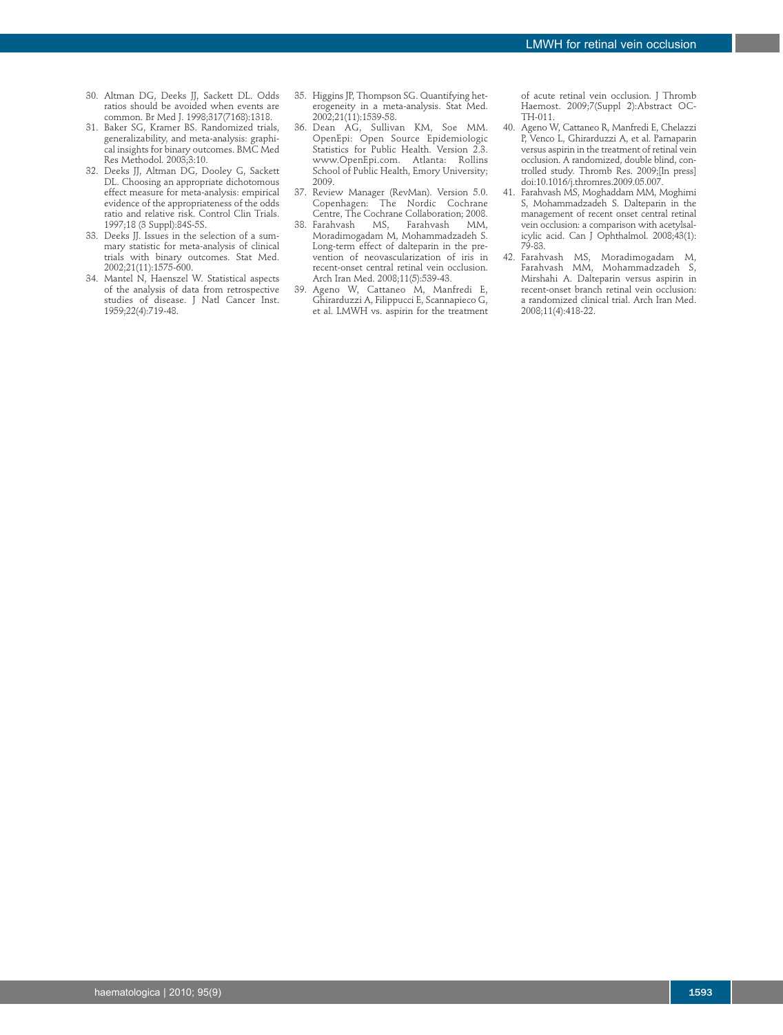30. Altman DG, Deeks JJ, Sackett DL. Odds ratios should be avoided when events are common. Br Med J. 1998;317(7168):1318.
31. Baker SG, Kramer BS. Randomized trials, generalizability, and meta-analysis: graphical insights for binary outcomes. BMC Med Res Methodol. 2003;3:10.
32. Deeks JJ, Altman DG, Dooley G, Sackett DL. Choosing an appropriate dichotomous effect measure for meta-analysis: empirical evidence of the appropriateness of the odds ratio and relative risk. Control Clin Trials. 1997;18 (3 Suppl):84S-5S.
33. Deeks JJ. Issues in the selection of a summary statistic for meta-analysis of clinical trials with binary outcomes. Stat Med. 2002;21(11):1575-600.
34. Mantel N, Haenszel W. Statistical aspects of the analysis of data from retrospective studies of disease. J Natl Cancer Inst. 1959;22(4):719-48.
35. Higgins JP, Thompson SG. Quantifying heterogeneity in a meta-analysis. Stat Med. 2002;21(11):1539-58.
36. Dean AG, Sullivan KM, Soe MM. OpenEpi: Open Source Epidemiologic Statistics for Public Health. Version 2.3. www.OpenEpi.com. Atlanta: Rollins School of Public Health, Emory University; 2009.
37. Review Manager (RevMan). Version 5.0. Copenhagen: The Nordic Cochrane Centre, The Cochrane Collaboration; 2008.
38. Farahvash MS, Farahvash MM, Moradimogadam M, Mohammadzadeh S. Long-term effect of dalteparin in the prevention of neovascularization of iris in recent-onset central retinal vein occlusion. Arch Iran Med. 2008;11(5):539-43.
39. Ageno W, Cattaneo M, Manfredi E, Ghirarduzzi A, Filippucci E, Scannapieco G, et al. LMWH vs. aspirin for the treatment of acute retinal vein occlusion. J Thromb Haemost. 2009;7(Suppl 2):Abstract OC-TH-011.
40. Ageno W, Cattaneo R, Manfredi E, Chelazzi P, Venco L, Ghirarduzzi A, et al. Parnaparin versus aspirin in the treatment of retinal vein occlusion. A randomized, double blind, controlled study. Thromb Res. 2009;[In press] doi:10.1016/j.thromres.2009.05.007.
41. Farahvash MS, Moghaddam MM, Moghimi S, Mohammadzadeh S. Dalteparin in the management of recent onset central retinal vein occlusion: a comparison with acetylsalicylic acid. Can J Ophthalmol. 2008;43(1): 79-83.
42. Farahvash MS, Moradimogadam M, Farahvash MM, Mohammadzadeh S, Mirshahi A. Dalteparin versus aspirin in recent-onset branch retinal vein occlusion: a randomized clinical trial. Arch Iran Med. 2008;11(4):418-22.